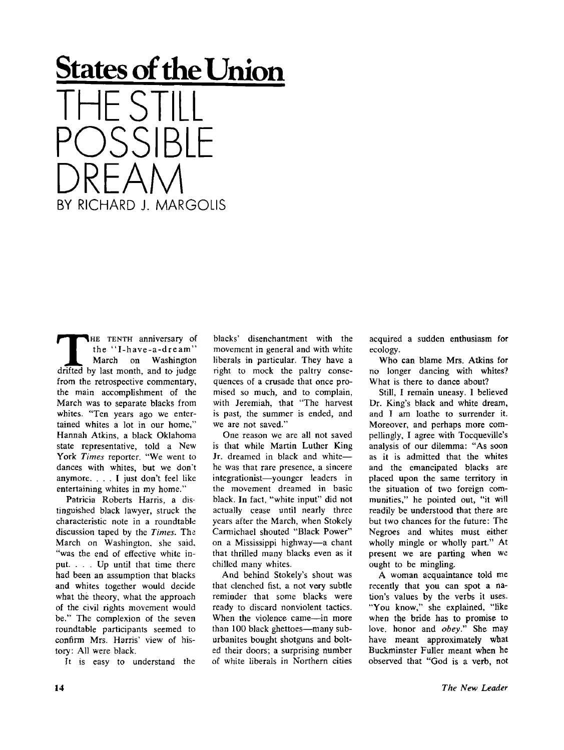# States of the Union

# THE STILL POSSIBLE DREAM

BY RICHARD J. MARGOLIS

THE TENTH anniversary of the "I-have-a-dream" March on Washington drifted by last month, and to judge from the retrospective commentary, the main accomplishment of the March was to separate blacks from whites. "Ten years ago we entertained whites a lot in our home," Hannah Atkins, a black Oklahoma state representative, told a New York *Times* reporter. "We went to dances with whites, but we don't anymore. . . . I just don't feel like entertaining whites in my home."

Patricia Roberts Harris, a distinguished black lawyer, struck the characteristic note in a roundtable discussion taped by the *Times*. The March on Washington, she said, "was the end of effective white input. . . . Up until that time there had been an assumption that blacks and whites together would decide what the theory, what the approach of the civil rights movement would be." The complexion of the seven roundtable participants seemed to confirm Mrs. Harris' view of history: All were black.

It is easy to understand the blacks' disenchantment with the movement in general and with white liberals in particular. They have a right to mock the paltry consequences of a crusade that once promised so much, and to complain, with Jeremiah, that "The harvest is past, the summer is ended, and we are not saved."

One reason we are all not saved is that while Martin Luther King Jr. dreamed in black and white—he was that rare presence, a sincere integrationist—younger leaders in the movement dreamed in basic black. In fact, "white input" did not actually cease until nearly three years after the March, when Stokely Carmichael shouted "Black Power" on a Mississippi highway—a chant that thrilled many blacks even as it chilled many whites.

And behind Stokely's shout was that clenched fist, a not very subtle reminder that some blacks were ready to discard nonviolent tactics. When the violence came—in more than 100 black ghettoes—many suburbanites bought shotguns and bolted their doors; a surprising number of white liberals in Northern cities acquired a sudden enthusiasm for ecology.

Who can blame Mrs. Atkins for no longer dancing with whites? What is there to dance about?

Still, I remain uneasy. I believed Dr. King's black and white dream, and I am loathe to surrender it. Moreover, and perhaps more compellingly, I agree with Tocqueville's analysis of our dilemma: "As soon as it is admitted that the whites and the emancipated blacks are placed upon the same territory in the situation of two foreign communities," he pointed out, "it will readily be understood that there are but two chances for the future: The Negroes and whites must either wholly mingle or wholly part." At present we are parting when we ought to be mingling.

A woman acquaintance told me recently that you can spot a nation's values by the verbs it uses. "You know," she explained, "like when the bride has to promise to love, honor and *obey*." She may have meant approximately what Buckminster Fuller meant when he observed that "God is a verb, not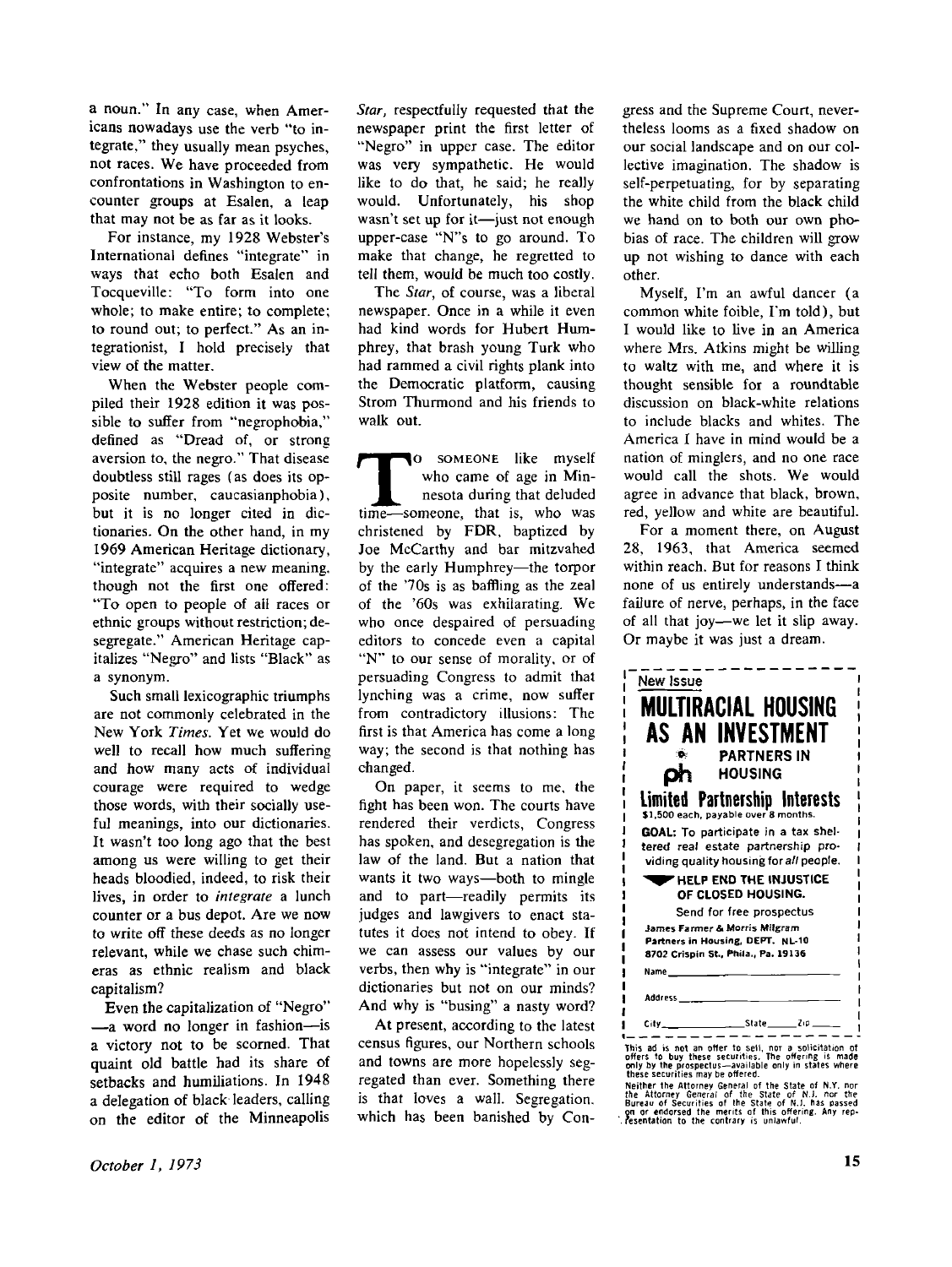a noun." In any case, when Americans nowadays use the verb "to integrate," they usually mean psyches, not races. We have proceeded from confrontations in Washington to encounter groups at Esalen, a leap that may not be as far as it looks.

For instance, my 1928 Webster's International defines "integrate" in ways that echo both Esalen and Tocqueville: "To form into one whole; to make entire; to complete; to round out; to perfect." As an integrationist, I hold precisely that view of the matter.

When the Webster people compiled their 1928 edition it was possible to suffer from "negrophobia," defined as "Dread of, or strong aversion to, the negro." That disease doubtless still rages (as does its opposite number, caucasianphobia), but it is no longer cited in dictionaries. On the other hand, in my 1969 American Heritage dictionary, "integrate" acquires a new meaning, though not the first one offered: "To open to people of all races or ethnic groups without restriction; desegregate." American Heritage capitalizes "Negro" and lists "Black" as a synonym.

Such small lexicographic triumphs are not commonly celebrated in the New York *Times*. Yet we would do well to recall how much suffering and how many acts of individual courage were required to wedge those words, with their socially useful meanings, into our dictionaries. It wasn't too long ago that the best among us were willing to get their heads bloodied, indeed, to risk their lives, in order to *integrate* a lunch counter or a bus depot. Are we now to write off these deeds as no longer relevant, while we chase such chimeras as ethnic realism and black capitalism?

Even the capitalization of "Negro" —a word no longer in fashion—is a victory not to be scorned. That quaint old battle had its share of setbacks and humiliations. In 1948 a delegation of black leaders, calling on the editor of the Minneapolis *Star*, respectfully requested that the newspaper print the first letter of "Negro" in upper case. The editor was very sympathetic. He would like to do that, he said; he really would. Unfortunately, his shop wasn't set up for it—just not enough upper-case "N"s to go around. To make that change, he regretted to tell them, would be much too costly.

The *Star*, of course, was a liberal newspaper. Once in a while it even had kind words for Hubert Humphrey, that brash young Turk who had rammed a civil rights plank into the Democratic platform, causing Strom Thurmond and his friends to walk out.

TO SOMEONE like myself who came of age in Minnesota during that deluded time—someone, that is, who was christened by FDR, baptized by Joe McCarthy and bar mitzvahed by the early Humphrey—the torpor of the '70s is as baffling as the zeal of the '60s was exhilarating. We who once despaired of persuading editors to concede even a capital "N" to our sense of morality, or of persuading Congress to admit that lynching was a crime, now suffer from contradictory illusions: The first is that America has come a long way; the second is that nothing has changed.

On paper, it seems to me, the fight has been won. The courts have rendered their verdicts, Congress has spoken, and desegregation is the law of the land. But a nation that wants it two ways—both to mingle and to part—readily permits its judges and lawgivers to enact statutes it does not intend to obey. If we can assess our values by our verbs, then why is "integrate" in our dictionaries but not on our minds? And why is "busing" a nasty word?

At present, according to the latest census figures, our Northern schools and towns are more hopelessly segregated than ever. Something there is that loves a wall. Segregation, which has been banished by Congress and the Supreme Court, nevertheless looms as a fixed shadow on our social landscape and on our collective imagination. The shadow is self-perpetuating, for by separating the white child from the black child we hand on to both our own phobias of race. The children will grow up not wishing to dance with each other.

Myself, I'm an awful dancer (a common white foible, I'm told), but I would like to live in an America where Mrs. Atkins might be willing to waltz with me, and where it is thought sensible for a roundtable discussion on black-white relations to include blacks and whites. The America I have in mind would be a nation of minglers, and no one race would call the shots. We would agree in advance that black, brown, red, yellow and white are beautiful.

For a moment there, on August 28, 1963, that America seemed within reach. But for reasons I think none of us entirely understands—a failure of nerve, perhaps, in the face of all that joy—we let it slip away. Or maybe it was just a dream.

New Issue

**MULTIRACIAL HOUSING AS AN INVESTMENT**

**PARTNERS IN HOUSING**

**Limited Partnership Interests**

$1,500 each, payable over 8 months.

**GOAL:** To participate in a tax sheltered real estate partnership providing quality housing for *all* people.

**HELP END THE INJUSTICE OF CLOSED HOUSING.**

Send for free prospectus

James Farmer & Morris Milgram
Partners in Housing, DEPT. NL-10
8702 Crispin St., Phila., Pa. 19136

Name ______

Address ______

City ______ State ______ Zip ______

This ad is not an offer to sell, nor a solicitation of offers to buy these securities. The offering is made only by the prospectus—available only in states where these securities may be offered.
Neither the Attorney General of the State of N.Y. nor the Attorney General of the State of N.J. nor the Bureau of Securities of the State of N.J. has passed on or endorsed the merits of this offering. Any representation to the contrary is unlawful.